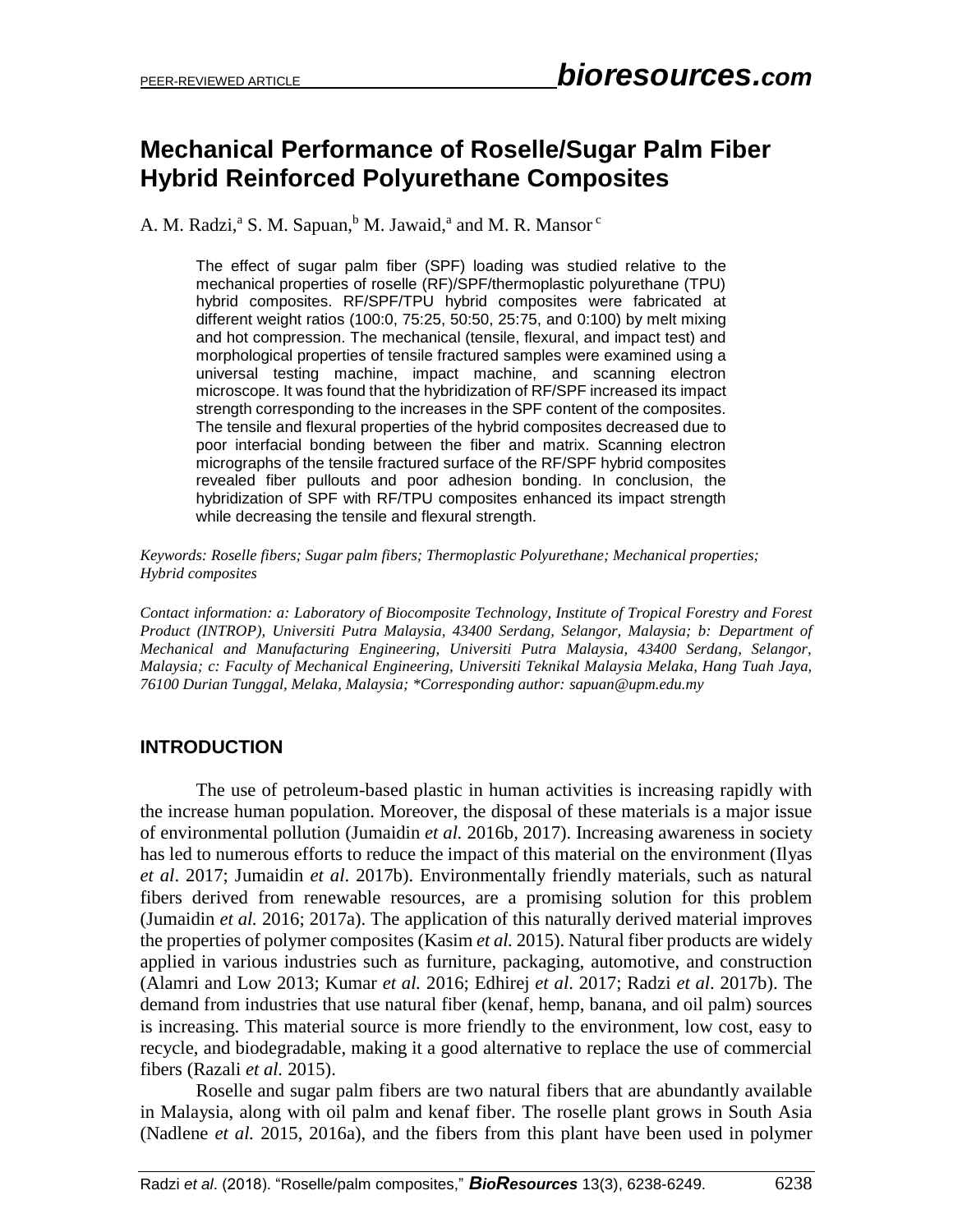# Mechanical Performance of Roselle/Sugar Palm Fiber Hybrid Reinforced Polyurethane Composites

A. M. Radzi,[a] S. M. Sapuan,[b] M. Jawaid,[a] and M. R. Mansor [c]

The effect of sugar palm fiber (SPF) loading was studied relative to the mechanical properties of roselle (RF)/SPF/thermoplastic polyurethane (TPU) hybrid composites. RF/SPF/TPU hybrid composites were fabricated at different weight ratios (100:0, 75:25, 50:50, 25:75, and 0:100) by melt mixing and hot compression. The mechanical (tensile, flexural, and impact test) and morphological properties of tensile fractured samples were examined using a universal testing machine, impact machine, and scanning electron microscope. It was found that the hybridization of RF/SPF increased its impact strength corresponding to the increases in the SPF content of the composites. The tensile and flexural properties of the hybrid composites decreased due to poor interfacial bonding between the fiber and matrix. Scanning electron micrographs of the tensile fractured surface of the RF/SPF hybrid composites revealed fiber pullouts and poor adhesion bonding. In conclusion, the hybridization of SPF with RF/TPU composites enhanced its impact strength while decreasing the tensile and flexural strength.

*Keywords: Roselle fibers; Sugar palm fibers; Thermoplastic Polyurethane; Mechanical properties; Hybrid composites*

*Contact information: a: Laboratory of Biocomposite Technology, Institute of Tropical Forestry and Forest Product (INTROP), Universiti Putra Malaysia, 43400 Serdang, Selangor, Malaysia; b: Department of Mechanical and Manufacturing Engineering, Universiti Putra Malaysia, 43400 Serdang, Selangor, Malaysia; c: Faculty of Mechanical Engineering, Universiti Teknikal Malaysia Melaka, Hang Tuah Jaya, 76100 Durian Tunggal, Melaka, Malaysia; \*Corresponding author: sapuan@upm.edu.my*

## INTRODUCTION

The use of petroleum-based plastic in human activities is increasing rapidly with the increase human population. Moreover, the disposal of these materials is a major issue of environmental pollution (Jumaidin *et al.* 2016b, 2017). Increasing awareness in society has led to numerous efforts to reduce the impact of this material on the environment (Ilyas *et al*. 2017; Jumaidin *et al*. 2017b). Environmentally friendly materials, such as natural fibers derived from renewable resources, are a promising solution for this problem (Jumaidin *et al.* 2016; 2017a). The application of this naturally derived material improves the properties of polymer composites (Kasim *et al.* 2015). Natural fiber products are widely applied in various industries such as furniture, packaging, automotive, and construction (Alamri and Low 2013; Kumar *et al.* 2016; Edhirej *et al*. 2017; Radzi *et al*. 2017b). The demand from industries that use natural fiber (kenaf, hemp, banana, and oil palm) sources is increasing. This material source is more friendly to the environment, low cost, easy to recycle, and biodegradable, making it a good alternative to replace the use of commercial fibers (Razali *et al.* 2015).

Roselle and sugar palm fibers are two natural fibers that are abundantly available in Malaysia, along with oil palm and kenaf fiber. The roselle plant grows in South Asia (Nadlene *et al.* 2015, 2016a), and the fibers from this plant have been used in polymer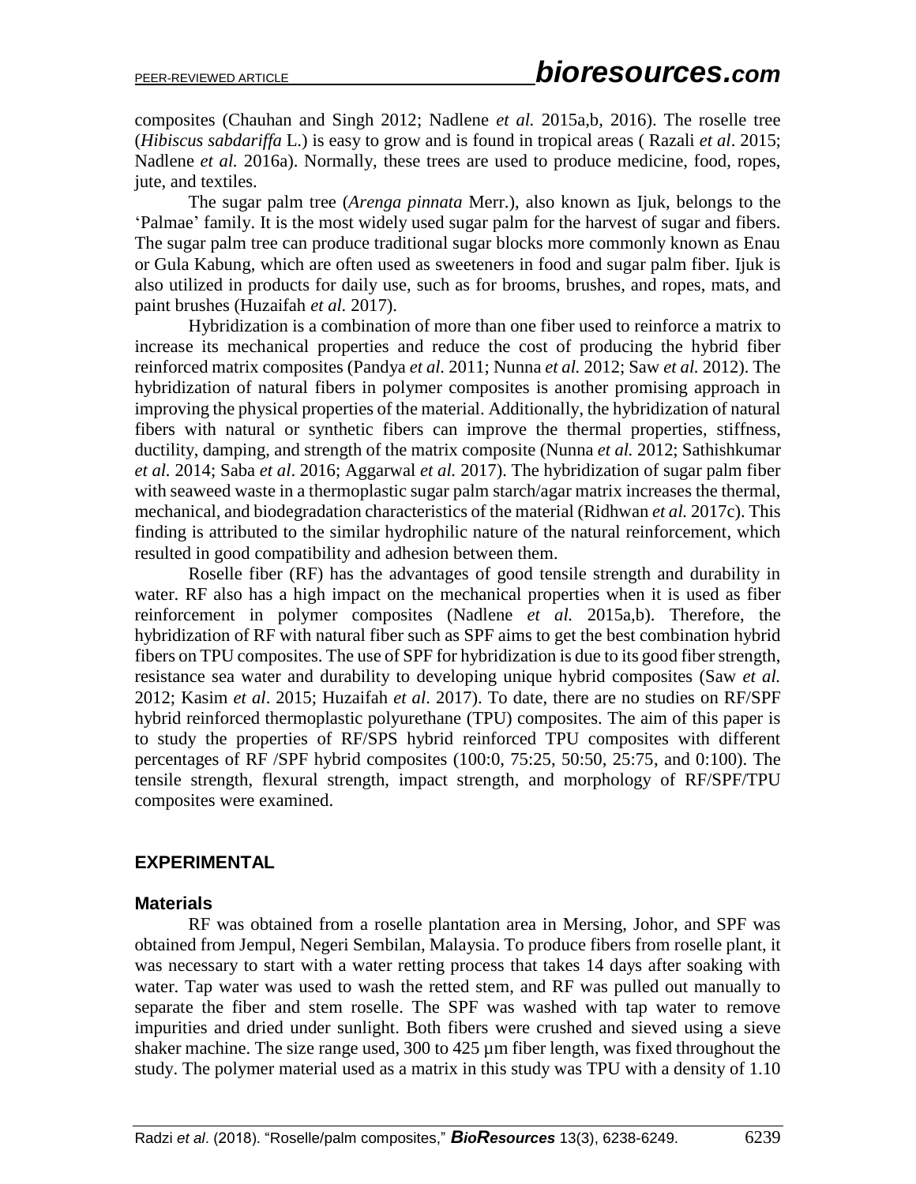composites (Chauhan and Singh 2012; Nadlene *et al.* 2015a,b, 2016). The roselle tree (*Hibiscus sabdariffa* L.) is easy to grow and is found in tropical areas ( Razali *et al*. 2015; Nadlene *et al.* 2016a). Normally, these trees are used to produce medicine, food, ropes, jute, and textiles.

The sugar palm tree (*Arenga pinnata* Merr.), also known as Ijuk, belongs to the 'Palmae' family. It is the most widely used sugar palm for the harvest of sugar and fibers. The sugar palm tree can produce traditional sugar blocks more commonly known as Enau or Gula Kabung, which are often used as sweeteners in food and sugar palm fiber. Ijuk is also utilized in products for daily use, such as for brooms, brushes, and ropes, mats, and paint brushes (Huzaifah *et al.* 2017).

Hybridization is a combination of more than one fiber used to reinforce a matrix to increase its mechanical properties and reduce the cost of producing the hybrid fiber reinforced matrix composites (Pandya *et al.* 2011; Nunna *et al.* 2012; Saw *et al.* 2012). The hybridization of natural fibers in polymer composites is another promising approach in improving the physical properties of the material. Additionally, the hybridization of natural fibers with natural or synthetic fibers can improve the thermal properties, stiffness, ductility, damping, and strength of the matrix composite (Nunna *et al.* 2012; Sathishkumar *et al.* 2014; Saba *et al*. 2016; Aggarwal *et al.* 2017). The hybridization of sugar palm fiber with seaweed waste in a thermoplastic sugar palm starch/agar matrix increases the thermal, mechanical, and biodegradation characteristics of the material (Ridhwan *et al.* 2017c). This finding is attributed to the similar hydrophilic nature of the natural reinforcement, which resulted in good compatibility and adhesion between them.

Roselle fiber (RF) has the advantages of good tensile strength and durability in water. RF also has a high impact on the mechanical properties when it is used as fiber reinforcement in polymer composites (Nadlene *et al.* 2015a,b). Therefore, the hybridization of RF with natural fiber such as SPF aims to get the best combination hybrid fibers on TPU composites. The use of SPF for hybridization is due to its good fiber strength, resistance sea water and durability to developing unique hybrid composites (Saw *et al.* 2012; Kasim *et al*. 2015; Huzaifah *et al*. 2017). To date, there are no studies on RF/SPF hybrid reinforced thermoplastic polyurethane (TPU) composites. The aim of this paper is to study the properties of RF/SPS hybrid reinforced TPU composites with different percentages of RF /SPF hybrid composites (100:0, 75:25, 50:50, 25:75, and 0:100). The tensile strength, flexural strength, impact strength, and morphology of RF/SPF/TPU composites were examined.

## EXPERIMENTAL

### Materials

RF was obtained from a roselle plantation area in Mersing, Johor, and SPF was obtained from Jempul, Negeri Sembilan, Malaysia. To produce fibers from roselle plant, it was necessary to start with a water retting process that takes 14 days after soaking with water. Tap water was used to wash the retted stem, and RF was pulled out manually to separate the fiber and stem roselle. The SPF was washed with tap water to remove impurities and dried under sunlight. Both fibers were crushed and sieved using a sieve shaker machine. The size range used, 300 to 425 µm fiber length, was fixed throughout the study. The polymer material used as a matrix in this study was TPU with a density of 1.10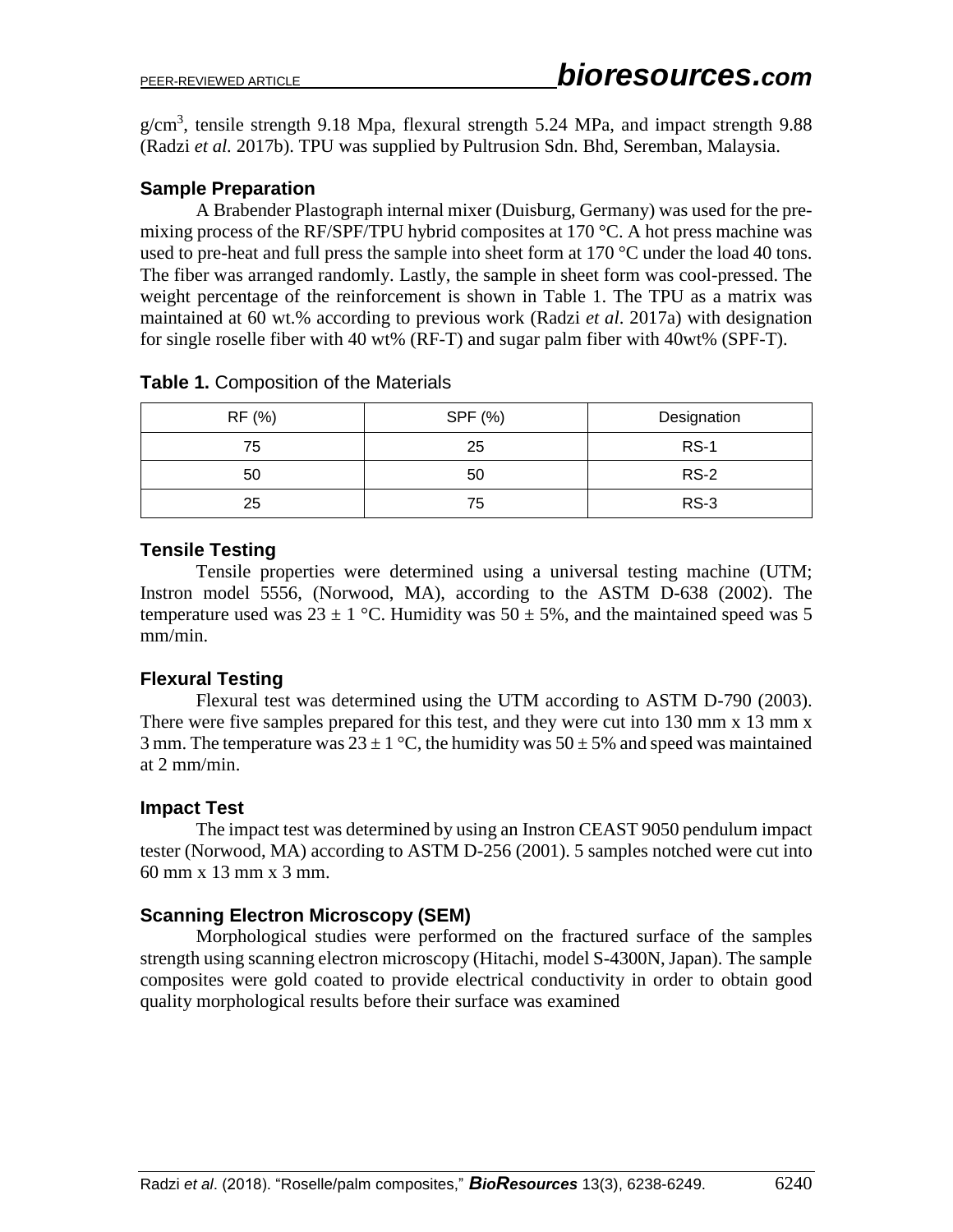$g/cm^3$, tensile strength 9.18 Mpa, flexural strength 5.24 MPa, and impact strength 9.88 (Radzi *et al.* 2017b). TPU was supplied by Pultrusion Sdn. Bhd, Seremban, Malaysia.

### Sample Preparation

A Brabender Plastograph internal mixer (Duisburg, Germany) was used for the pre-mixing process of the RF/SPF/TPU hybrid composites at 170 °C. A hot press machine was used to pre-heat and full press the sample into sheet form at 170 °C under the load 40 tons. The fiber was arranged randomly. Lastly, the sample in sheet form was cool-pressed. The weight percentage of the reinforcement is shown in Table 1. The TPU as a matrix was maintained at 60 wt.% according to previous work (Radzi *et al*. 2017a) with designation for single roselle fiber with 40 wt% (RF-T) and sugar palm fiber with 40wt% (SPF-T).

**Table 1.** Composition of the Materials

| RF (%) | SPF (%) | Designation |
|---|---|---|
| 75 | 25 | RS-1 |
| 50 | 50 | RS-2 |
| 25 | 75 | RS-3 |

### Tensile Testing

Tensile properties were determined using a universal testing machine (UTM; Instron model 5556, (Norwood, MA), according to the ASTM D-638 (2002). The temperature used was 23 ± 1 °C. Humidity was 50 ± 5%, and the maintained speed was 5 mm/min.

### Flexural Testing

Flexural test was determined using the UTM according to ASTM D-790 (2003). There were five samples prepared for this test, and they were cut into 130 mm x 13 mm x 3 mm. The temperature was 23 ± 1 °C, the humidity was 50 ± 5% and speed was maintained at 2 mm/min.

### Impact Test

The impact test was determined by using an Instron CEAST 9050 pendulum impact tester (Norwood, MA) according to ASTM D-256 (2001). 5 samples notched were cut into 60 mm x 13 mm x 3 mm.

### Scanning Electron Microscopy (SEM)

Morphological studies were performed on the fractured surface of the samples strength using scanning electron microscopy (Hitachi, model S-4300N, Japan). The sample composites were gold coated to provide electrical conductivity in order to obtain good quality morphological results before their surface was examined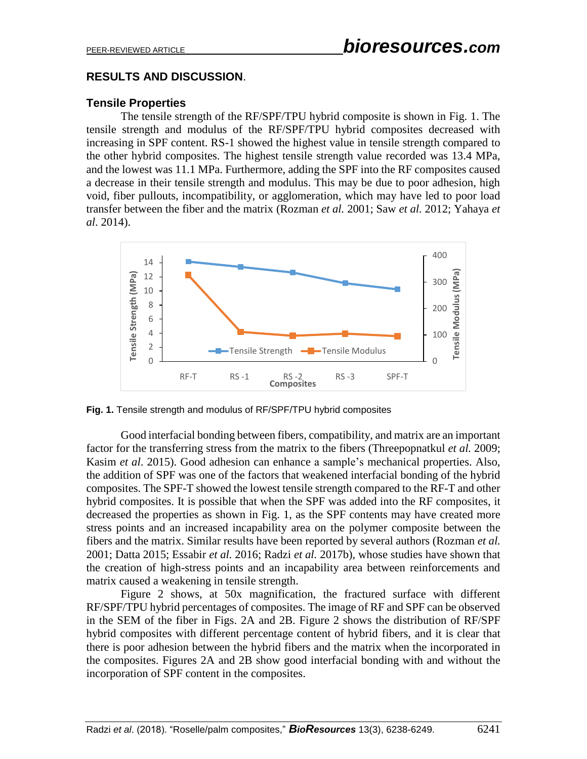## RESULTS AND DISCUSSION.

### Tensile Properties

The tensile strength of the RF/SPF/TPU hybrid composite is shown in Fig. 1. The tensile strength and modulus of the RF/SPF/TPU hybrid composites decreased with increasing in SPF content. RS-1 showed the highest value in tensile strength compared to the other hybrid composites. The highest tensile strength value recorded was 13.4 MPa, and the lowest was 11.1 MPa. Furthermore, adding the SPF into the RF composites caused a decrease in their tensile strength and modulus. This may be due to poor adhesion, high void, fiber pullouts, incompatibility, or agglomeration, which may have led to poor load transfer between the fiber and the matrix (Rozman *et al.* 2001; Saw *et al.* 2012; Yahaya *et al*. 2014).

**Fig. 1.** Tensile strength and modulus of RF/SPF/TPU hybrid composites

Good interfacial bonding between fibers, compatibility, and matrix are an important factor for the transferring stress from the matrix to the fibers (Threepopnatkul *et al.* 2009; Kasim *et al*. 2015). Good adhesion can enhance a sample's mechanical properties. Also, the addition of SPF was one of the factors that weakened interfacial bonding of the hybrid composites. The SPF-T showed the lowest tensile strength compared to the RF-T and other hybrid composites. It is possible that when the SPF was added into the RF composites, it decreased the properties as shown in Fig. 1, as the SPF contents may have created more stress points and an increased incapability area on the polymer composite between the fibers and the matrix. Similar results have been reported by several authors (Rozman *et al.* 2001; Datta 2015; Essabir *et al.* 2016; Radzi *et al.* 2017b), whose studies have shown that the creation of high-stress points and an incapability area between reinforcements and matrix caused a weakening in tensile strength.

Figure 2 shows, at 50x magnification, the fractured surface with different RF/SPF/TPU hybrid percentages of composites. The image of RF and SPF can be observed in the SEM of the fiber in Figs. 2A and 2B. Figure 2 shows the distribution of RF/SPF hybrid composites with different percentage content of hybrid fibers, and it is clear that there is poor adhesion between the hybrid fibers and the matrix when the incorporated in the composites. Figures 2A and 2B show good interfacial bonding with and without the incorporation of SPF content in the composites.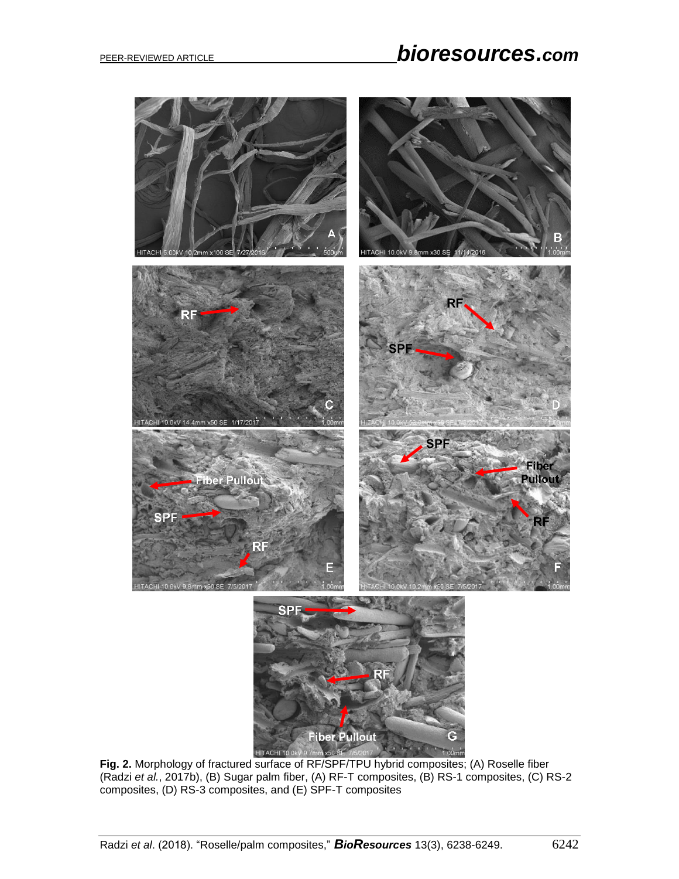**Fig. 2.** Morphology of fractured surface of RF/SPF/TPU hybrid composites; (A) Roselle fiber (Radzi *et al.*, 2017b), (B) Sugar palm fiber, (A) RF-T composites, (B) RS-1 composites, (C) RS-2 composites, (D) RS-3 composites, and (E) SPF-T composites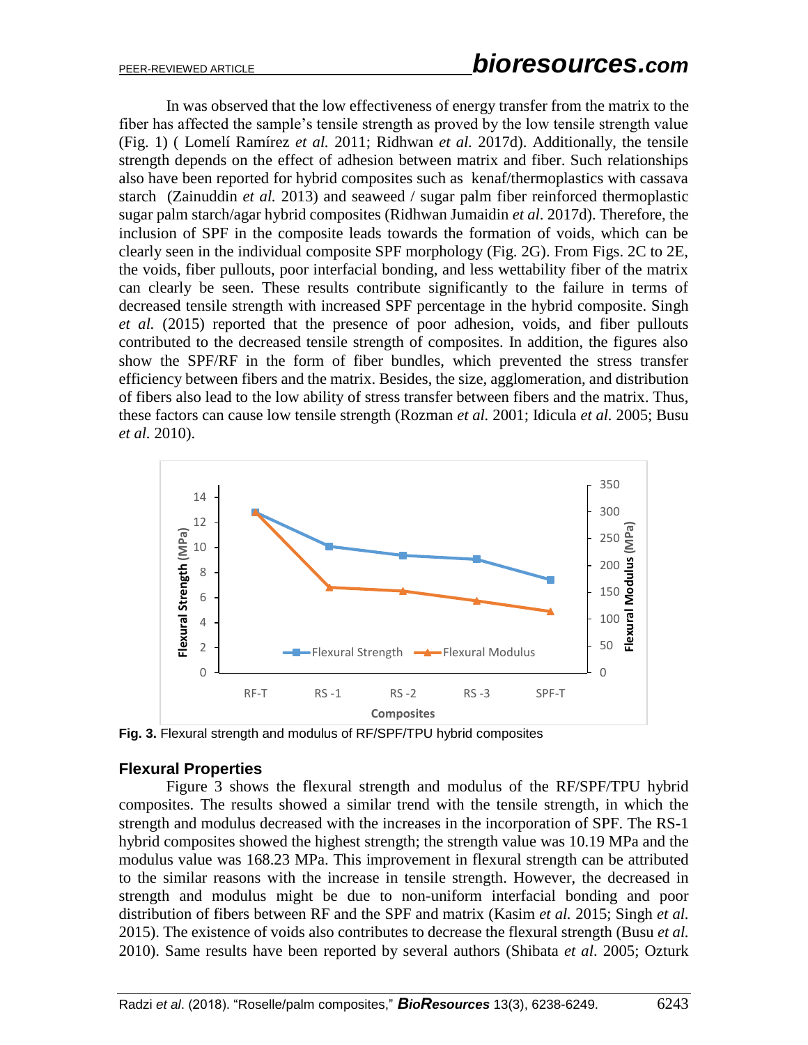In was observed that the low effectiveness of energy transfer from the matrix to the fiber has affected the sample's tensile strength as proved by the low tensile strength value (Fig. 1) ( Lomelí Ramírez *et al.* 2011; Ridhwan *et al.* 2017d). Additionally, the tensile strength depends on the effect of adhesion between matrix and fiber. Such relationships also have been reported for hybrid composites such as kenaf/thermoplastics with cassava starch (Zainuddin *et al.* 2013) and seaweed / sugar palm fiber reinforced thermoplastic sugar palm starch/agar hybrid composites (Ridhwan Jumaidin *et al*. 2017d). Therefore, the inclusion of SPF in the composite leads towards the formation of voids, which can be clearly seen in the individual composite SPF morphology (Fig. 2G). From Figs. 2C to 2E, the voids, fiber pullouts, poor interfacial bonding, and less wettability fiber of the matrix can clearly be seen. These results contribute significantly to the failure in terms of decreased tensile strength with increased SPF percentage in the hybrid composite. Singh *et al.* (2015) reported that the presence of poor adhesion, voids, and fiber pullouts contributed to the decreased tensile strength of composites. In addition, the figures also show the SPF/RF in the form of fiber bundles, which prevented the stress transfer efficiency between fibers and the matrix. Besides, the size, agglomeration, and distribution of fibers also lead to the low ability of stress transfer between fibers and the matrix. Thus, these factors can cause low tensile strength (Rozman *et al.* 2001; Idicula *et al.* 2005; Busu *et al.* 2010).

**Fig. 3.** Flexural strength and modulus of RF/SPF/TPU hybrid composites

## Flexural Properties

Figure 3 shows the flexural strength and modulus of the RF/SPF/TPU hybrid composites. The results showed a similar trend with the tensile strength, in which the strength and modulus decreased with the increases in the incorporation of SPF. The RS-1 hybrid composites showed the highest strength; the strength value was 10.19 MPa and the modulus value was 168.23 MPa. This improvement in flexural strength can be attributed to the similar reasons with the increase in tensile strength. However, the decreased in strength and modulus might be due to non-uniform interfacial bonding and poor distribution of fibers between RF and the SPF and matrix (Kasim *et al.* 2015; Singh *et al.* 2015). The existence of voids also contributes to decrease the flexural strength (Busu *et al.* 2010). Same results have been reported by several authors (Shibata *et al*. 2005; Ozturk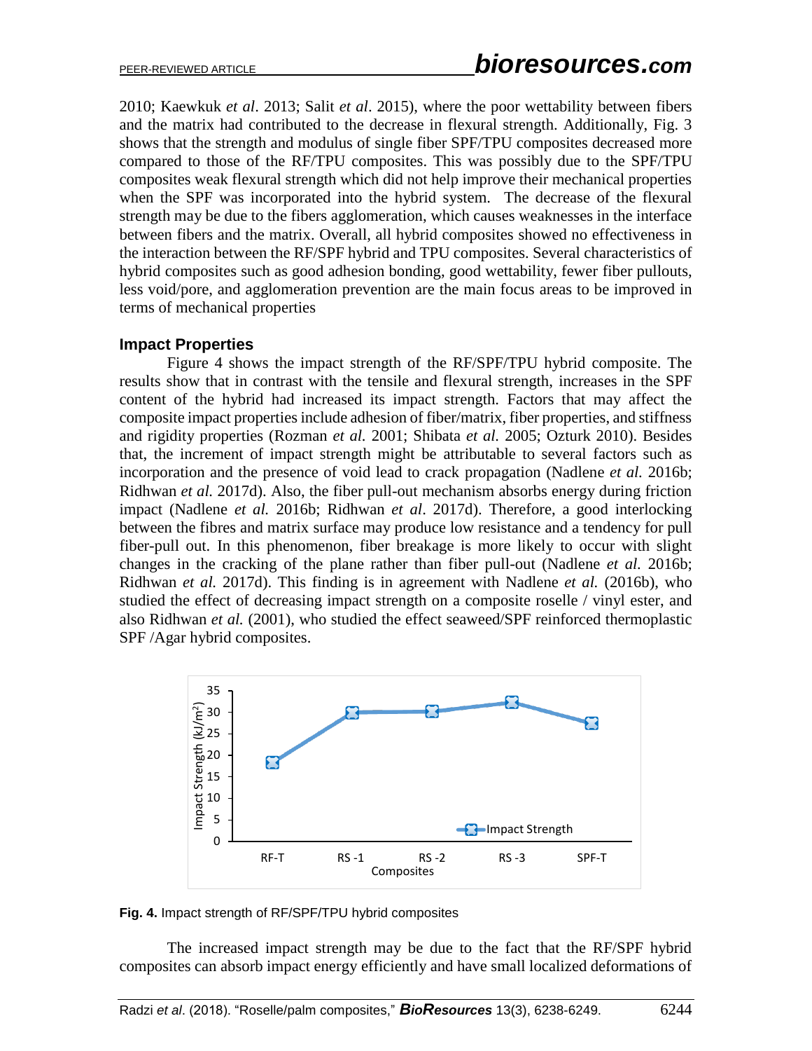2010; Kaewkuk *et al*. 2013; Salit *et al*. 2015), where the poor wettability between fibers and the matrix had contributed to the decrease in flexural strength. Additionally, Fig. 3 shows that the strength and modulus of single fiber SPF/TPU composites decreased more compared to those of the RF/TPU composites. This was possibly due to the SPF/TPU composites weak flexural strength which did not help improve their mechanical properties when the SPF was incorporated into the hybrid system. The decrease of the flexural strength may be due to the fibers agglomeration, which causes weaknesses in the interface between fibers and the matrix. Overall, all hybrid composites showed no effectiveness in the interaction between the RF/SPF hybrid and TPU composites. Several characteristics of hybrid composites such as good adhesion bonding, good wettability, fewer fiber pullouts, less void/pore, and agglomeration prevention are the main focus areas to be improved in terms of mechanical properties

### Impact Properties

Figure 4 shows the impact strength of the RF/SPF/TPU hybrid composite. The results show that in contrast with the tensile and flexural strength, increases in the SPF content of the hybrid had increased its impact strength. Factors that may affect the composite impact properties include adhesion of fiber/matrix, fiber properties, and stiffness and rigidity properties (Rozman *et al.* 2001; Shibata *et al.* 2005; Ozturk 2010). Besides that, the increment of impact strength might be attributable to several factors such as incorporation and the presence of void lead to crack propagation (Nadlene *et al.* 2016b; Ridhwan *et al.* 2017d). Also, the fiber pull-out mechanism absorbs energy during friction impact (Nadlene *et al.* 2016b; Ridhwan *et al*. 2017d). Therefore, a good interlocking between the fibres and matrix surface may produce low resistance and a tendency for pull fiber-pull out. In this phenomenon, fiber breakage is more likely to occur with slight changes in the cracking of the plane rather than fiber pull-out (Nadlene *et al.* 2016b; Ridhwan *et al.* 2017d). This finding is in agreement with Nadlene *et al.* (2016b), who studied the effect of decreasing impact strength on a composite roselle / vinyl ester, and also Ridhwan *et al.* (2001), who studied the effect seaweed/SPF reinforced thermoplastic SPF /Agar hybrid composites.

**Fig. 4.** Impact strength of RF/SPF/TPU hybrid composites

The increased impact strength may be due to the fact that the RF/SPF hybrid composites can absorb impact energy efficiently and have small localized deformations of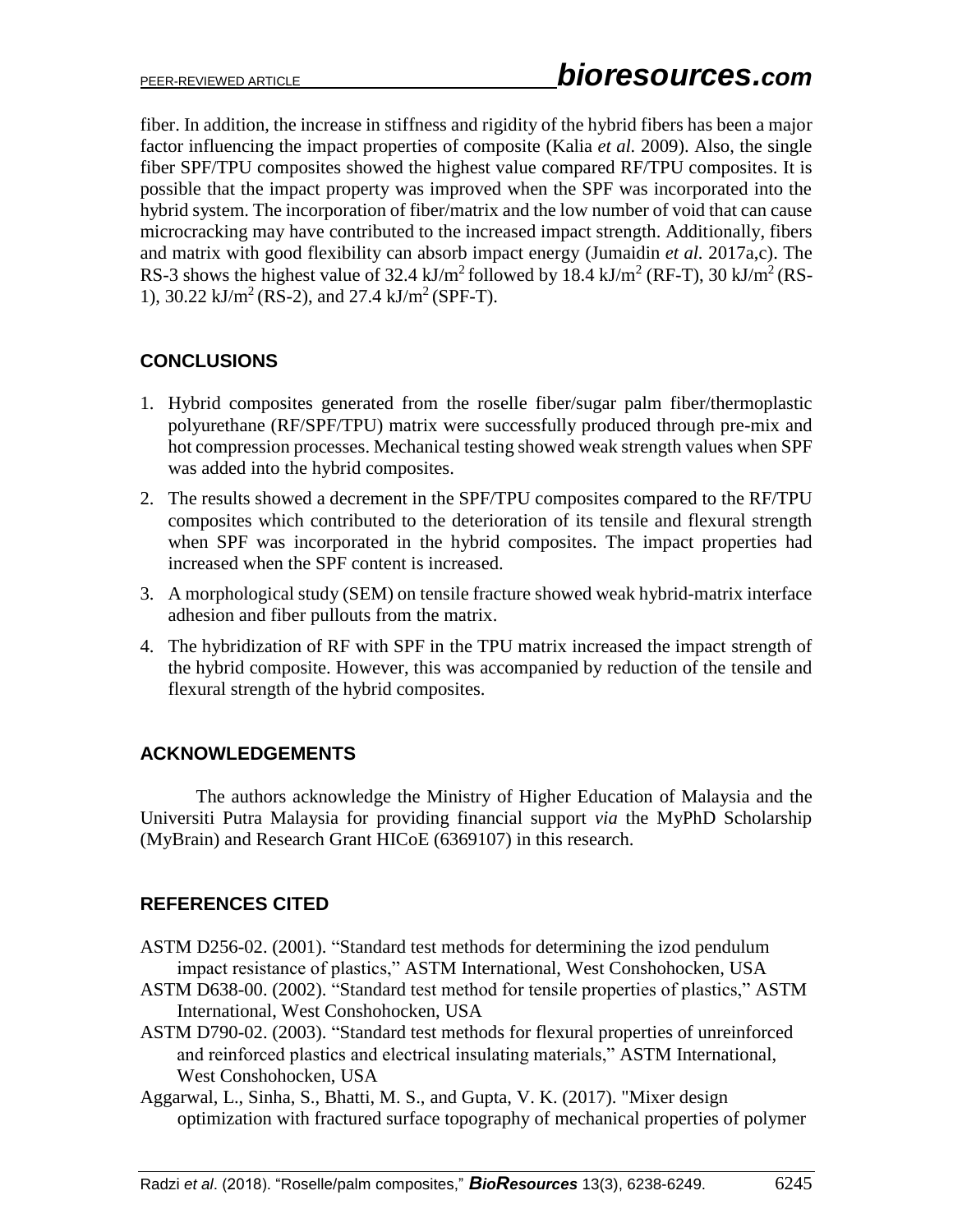fiber. In addition, the increase in stiffness and rigidity of the hybrid fibers has been a major factor influencing the impact properties of composite (Kalia *et al.* 2009). Also, the single fiber SPF/TPU composites showed the highest value compared RF/TPU composites. It is possible that the impact property was improved when the SPF was incorporated into the hybrid system. The incorporation of fiber/matrix and the low number of void that can cause microcracking may have contributed to the increased impact strength. Additionally, fibers and matrix with good flexibility can absorb impact energy (Jumaidin *et al.* 2017a,c). The RS-3 shows the highest value of 32.4 kJ/m$^2$ followed by 18.4 kJ/m$^2$ (RF-T), 30 kJ/m$^2$ (RS-1), 30.22 kJ/m$^2$ (RS-2), and 27.4 kJ/m$^2$ (SPF-T).

## CONCLUSIONS

1. Hybrid composites generated from the roselle fiber/sugar palm fiber/thermoplastic polyurethane (RF/SPF/TPU) matrix were successfully produced through pre-mix and hot compression processes. Mechanical testing showed weak strength values when SPF was added into the hybrid composites.
2. The results showed a decrement in the SPF/TPU composites compared to the RF/TPU composites which contributed to the deterioration of its tensile and flexural strength when SPF was incorporated in the hybrid composites. The impact properties had increased when the SPF content is increased.
3. A morphological study (SEM) on tensile fracture showed weak hybrid-matrix interface adhesion and fiber pullouts from the matrix.
4. The hybridization of RF with SPF in the TPU matrix increased the impact strength of the hybrid composite. However, this was accompanied by reduction of the tensile and flexural strength of the hybrid composites.

## ACKNOWLEDGEMENTS

The authors acknowledge the Ministry of Higher Education of Malaysia and the Universiti Putra Malaysia for providing financial support *via* the MyPhD Scholarship (MyBrain) and Research Grant HICoE (6369107) in this research.

## REFERENCES CITED

ASTM D256-02. (2001). "Standard test methods for determining the izod pendulum impact resistance of plastics," ASTM International, West Conshohocken, USA

ASTM D638-00. (2002). "Standard test method for tensile properties of plastics," ASTM International, West Conshohocken, USA

ASTM D790-02. (2003). "Standard test methods for flexural properties of unreinforced and reinforced plastics and electrical insulating materials," ASTM International, West Conshohocken, USA

Aggarwal, L., Sinha, S., Bhatti, M. S., and Gupta, V. K. (2017). "Mixer design optimization with fractured surface topography of mechanical properties of polymer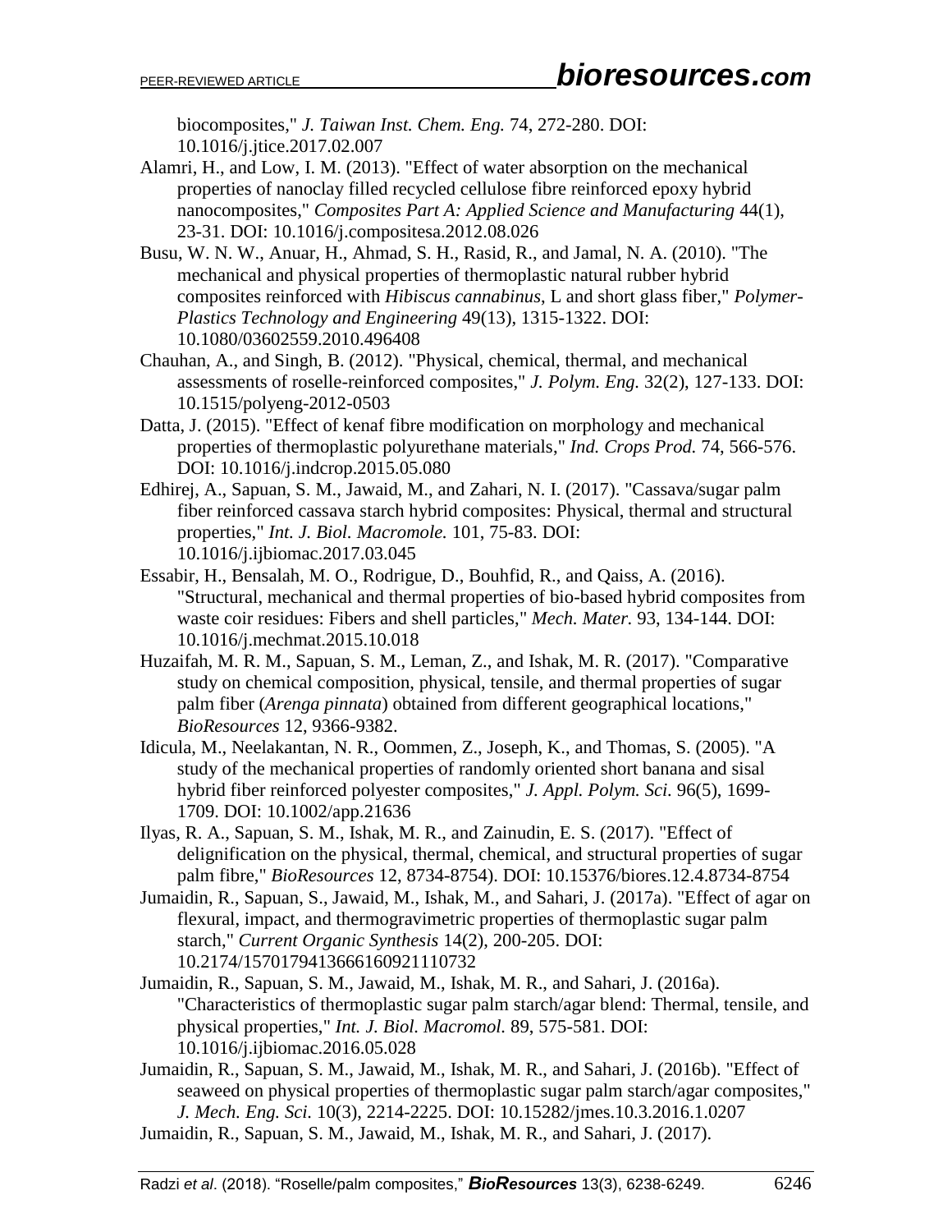biocomposites," *J. Taiwan Inst. Chem. Eng.* 74, 272-280. DOI: 10.1016/j.jtice.2017.02.007

Alamri, H., and Low, I. M. (2013). "Effect of water absorption on the mechanical properties of nanoclay filled recycled cellulose fibre reinforced epoxy hybrid nanocomposites," *Composites Part A: Applied Science and Manufacturing* 44(1), 23-31. DOI: 10.1016/j.compositesa.2012.08.026

Busu, W. N. W., Anuar, H., Ahmad, S. H., Rasid, R., and Jamal, N. A. (2010). "The mechanical and physical properties of thermoplastic natural rubber hybrid composites reinforced with *Hibiscus cannabinus*, L and short glass fiber," *Polymer-Plastics Technology and Engineering* 49(13), 1315-1322. DOI: 10.1080/03602559.2010.496408

Chauhan, A., and Singh, B. (2012). "Physical, chemical, thermal, and mechanical assessments of roselle-reinforced composites," *J. Polym. Eng.* 32(2), 127-133. DOI: 10.1515/polyeng-2012-0503

Datta, J. (2015). "Effect of kenaf fibre modification on morphology and mechanical properties of thermoplastic polyurethane materials," *Ind. Crops Prod.* 74, 566-576. DOI: 10.1016/j.indcrop.2015.05.080

Edhirej, A., Sapuan, S. M., Jawaid, M., and Zahari, N. I. (2017). "Cassava/sugar palm fiber reinforced cassava starch hybrid composites: Physical, thermal and structural properties," *Int. J. Biol. Macromole.* 101, 75-83. DOI: 10.1016/j.ijbiomac.2017.03.045

Essabir, H., Bensalah, M. O., Rodrigue, D., Bouhfid, R., and Qaiss, A. (2016). "Structural, mechanical and thermal properties of bio-based hybrid composites from waste coir residues: Fibers and shell particles," *Mech. Mater.* 93, 134-144. DOI: 10.1016/j.mechmat.2015.10.018

Huzaifah, M. R. M., Sapuan, S. M., Leman, Z., and Ishak, M. R. (2017). "Comparative study on chemical composition, physical, tensile, and thermal properties of sugar palm fiber (*Arenga pinnata*) obtained from different geographical locations," *BioResources* 12, 9366-9382.

Idicula, M., Neelakantan, N. R., Oommen, Z., Joseph, K., and Thomas, S. (2005). "A study of the mechanical properties of randomly oriented short banana and sisal hybrid fiber reinforced polyester composites," *J. Appl. Polym. Sci.* 96(5), 1699-1709. DOI: 10.1002/app.21636

Ilyas, R. A., Sapuan, S. M., Ishak, M. R., and Zainudin, E. S. (2017). "Effect of delignification on the physical, thermal, chemical, and structural properties of sugar palm fibre," *BioResources* 12, 8734-8754). DOI: 10.15376/biores.12.4.8734-8754

Jumaidin, R., Sapuan, S., Jawaid, M., Ishak, M., and Sahari, J. (2017a). "Effect of agar on flexural, impact, and thermogravimetric properties of thermoplastic sugar palm starch," *Current Organic Synthesis* 14(2), 200-205. DOI: 10.2174/1570179413666160921110732

Jumaidin, R., Sapuan, S. M., Jawaid, M., Ishak, M. R., and Sahari, J. (2016a). "Characteristics of thermoplastic sugar palm starch/agar blend: Thermal, tensile, and physical properties," *Int. J. Biol. Macromol.* 89, 575-581. DOI: 10.1016/j.ijbiomac.2016.05.028

Jumaidin, R., Sapuan, S. M., Jawaid, M., Ishak, M. R., and Sahari, J. (2016b). "Effect of seaweed on physical properties of thermoplastic sugar palm starch/agar composites," *J. Mech. Eng. Sci.* 10(3), 2214-2225. DOI: 10.15282/jmes.10.3.2016.1.0207

Jumaidin, R., Sapuan, S. M., Jawaid, M., Ishak, M. R., and Sahari, J. (2017).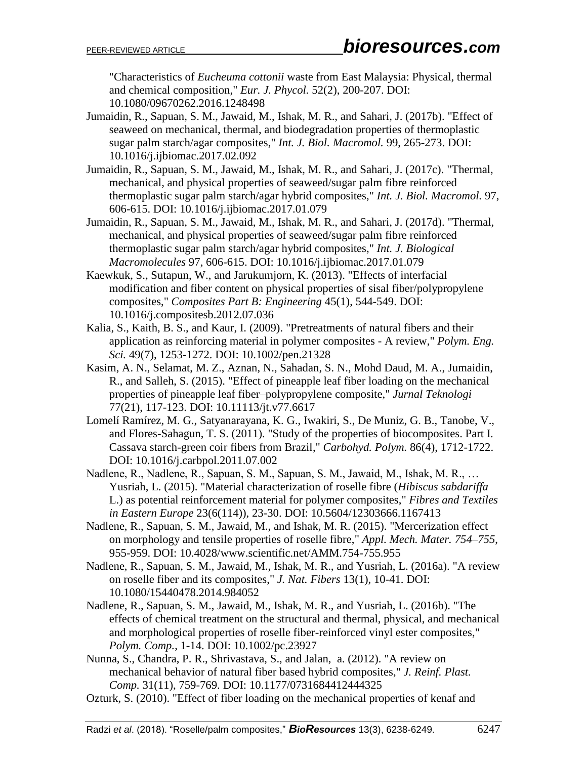"Characteristics of *Eucheuma cottonii* waste from East Malaysia: Physical, thermal and chemical composition," *Eur. J. Phycol.* 52(2), 200-207. DOI: 10.1080/09670262.2016.1248498

Jumaidin, R., Sapuan, S. M., Jawaid, M., Ishak, M. R., and Sahari, J. (2017b). "Effect of seaweed on mechanical, thermal, and biodegradation properties of thermoplastic sugar palm starch/agar composites," *Int. J. Biol. Macromol.* 99, 265-273. DOI: 10.1016/j.ijbiomac.2017.02.092

Jumaidin, R., Sapuan, S. M., Jawaid, M., Ishak, M. R., and Sahari, J. (2017c). "Thermal, mechanical, and physical properties of seaweed/sugar palm fibre reinforced thermoplastic sugar palm starch/agar hybrid composites," *Int. J. Biol. Macromol.* 97, 606-615. DOI: 10.1016/j.ijbiomac.2017.01.079

Jumaidin, R., Sapuan, S. M., Jawaid, M., Ishak, M. R., and Sahari, J. (2017d). "Thermal, mechanical, and physical properties of seaweed/sugar palm fibre reinforced thermoplastic sugar palm starch/agar hybrid composites," *Int. J. Biological Macromolecules* 97, 606-615. DOI: 10.1016/j.ijbiomac.2017.01.079

Kaewkuk, S., Sutapun, W., and Jarukumjorn, K. (2013). "Effects of interfacial modification and fiber content on physical properties of sisal fiber/polypropylene composites," *Composites Part B: Engineering* 45(1), 544-549. DOI: 10.1016/j.compositesb.2012.07.036

Kalia, S., Kaith, B. S., and Kaur, I. (2009). "Pretreatments of natural fibers and their application as reinforcing material in polymer composites - A review," *Polym. Eng. Sci.* 49(7), 1253-1272. DOI: 10.1002/pen.21328

Kasim, A. N., Selamat, M. Z., Aznan, N., Sahadan, S. N., Mohd Daud, M. A., Jumaidin, R., and Salleh, S. (2015). "Effect of pineapple leaf fiber loading on the mechanical properties of pineapple leaf fiber–polypropylene composite," *Jurnal Teknologi* 77(21), 117-123. DOI: 10.11113/jt.v77.6617

Lomelí Ramírez, M. G., Satyanarayana, K. G., Iwakiri, S., De Muniz, G. B., Tanobe, V., and Flores-Sahagun, T. S. (2011). "Study of the properties of biocomposites. Part I. Cassava starch-green coir fibers from Brazil," *Carbohyd. Polym.* 86(4), 1712-1722. DOI: 10.1016/j.carbpol.2011.07.002

Nadlene, R., Nadlene, R., Sapuan, S. M., Sapuan, S. M., Jawaid, M., Ishak, M. R., … Yusriah, L. (2015). "Material characterization of roselle fibre (*Hibiscus sabdariffa* L.) as potential reinforcement material for polymer composites," *Fibres and Textiles in Eastern Europe* 23(6(114)), 23-30. DOI: 10.5604/12303666.1167413

Nadlene, R., Sapuan, S. M., Jawaid, M., and Ishak, M. R. (2015). "Mercerization effect on morphology and tensile properties of roselle fibre," *Appl. Mech. Mater. 754–755*, 955-959. DOI: 10.4028/www.scientific.net/AMM.754-755.955

Nadlene, R., Sapuan, S. M., Jawaid, M., Ishak, M. R., and Yusriah, L. (2016a). "A review on roselle fiber and its composites," *J. Nat. Fibers* 13(1), 10-41. DOI: 10.1080/15440478.2014.984052

Nadlene, R., Sapuan, S. M., Jawaid, M., Ishak, M. R., and Yusriah, L. (2016b). "The effects of chemical treatment on the structural and thermal, physical, and mechanical and morphological properties of roselle fiber-reinforced vinyl ester composites," *Polym. Comp.*, 1-14. DOI: 10.1002/pc.23927

Nunna, S., Chandra, P. R., Shrivastava, S., and Jalan, a. (2012). "A review on mechanical behavior of natural fiber based hybrid composites," *J. Reinf. Plast. Comp.* 31(11), 759-769. DOI: 10.1177/0731684412444325

Ozturk, S. (2010). "Effect of fiber loading on the mechanical properties of kenaf and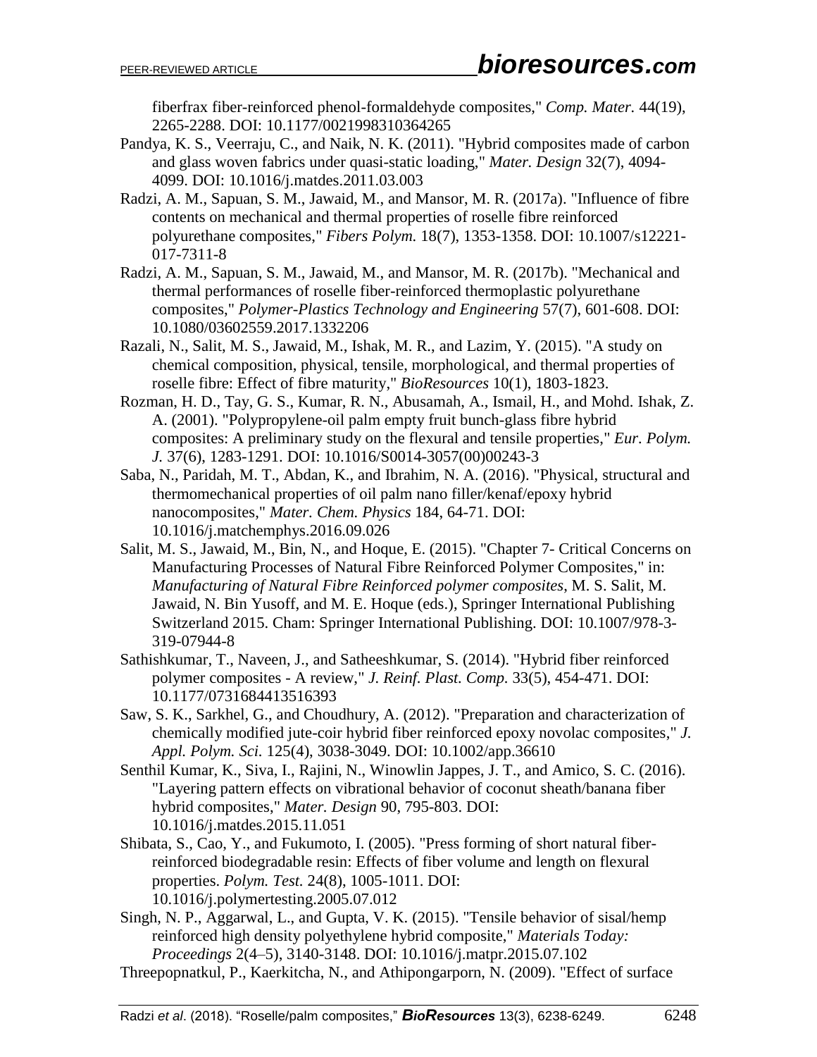fiberfrax fiber-reinforced phenol-formaldehyde composites," *Comp. Mater.* 44(19), 2265-2288. DOI: 10.1177/0021998310364265

Pandya, K. S., Veerraju, C., and Naik, N. K. (2011). "Hybrid composites made of carbon and glass woven fabrics under quasi-static loading," *Mater. Design* 32(7), 4094-4099. DOI: 10.1016/j.matdes.2011.03.003

Radzi, A. M., Sapuan, S. M., Jawaid, M., and Mansor, M. R. (2017a). "Influence of fibre contents on mechanical and thermal properties of roselle fibre reinforced polyurethane composites," *Fibers Polym.* 18(7), 1353-1358. DOI: 10.1007/s12221-017-7311-8

Radzi, A. M., Sapuan, S. M., Jawaid, M., and Mansor, M. R. (2017b). "Mechanical and thermal performances of roselle fiber-reinforced thermoplastic polyurethane composites," *Polymer-Plastics Technology and Engineering* 57(7), 601-608. DOI: 10.1080/03602559.2017.1332206

Razali, N., Salit, M. S., Jawaid, M., Ishak, M. R., and Lazim, Y. (2015). "A study on chemical composition, physical, tensile, morphological, and thermal properties of roselle fibre: Effect of fibre maturity," *BioResources* 10(1), 1803-1823.

Rozman, H. D., Tay, G. S., Kumar, R. N., Abusamah, A., Ismail, H., and Mohd. Ishak, Z. A. (2001). "Polypropylene-oil palm empty fruit bunch-glass fibre hybrid composites: A preliminary study on the flexural and tensile properties," *Eur. Polym. J.* 37(6), 1283-1291. DOI: 10.1016/S0014-3057(00)00243-3

Saba, N., Paridah, M. T., Abdan, K., and Ibrahim, N. A. (2016). "Physical, structural and thermomechanical properties of oil palm nano filler/kenaf/epoxy hybrid nanocomposites," *Mater. Chem. Physics* 184, 64-71. DOI: 10.1016/j.matchemphys.2016.09.026

Salit, M. S., Jawaid, M., Bin, N., and Hoque, E. (2015). "Chapter 7- Critical Concerns on Manufacturing Processes of Natural Fibre Reinforced Polymer Composites," in: *Manufacturing of Natural Fibre Reinforced polymer composites*, M. S. Salit, M. Jawaid, N. Bin Yusoff, and M. E. Hoque (eds.), Springer International Publishing Switzerland 2015. Cham: Springer International Publishing. DOI: 10.1007/978-3-319-07944-8

Sathishkumar, T., Naveen, J., and Satheeshkumar, S. (2014). "Hybrid fiber reinforced polymer composites - A review," *J. Reinf. Plast. Comp.* 33(5), 454-471. DOI: 10.1177/0731684413516393

Saw, S. K., Sarkhel, G., and Choudhury, A. (2012). "Preparation and characterization of chemically modified jute-coir hybrid fiber reinforced epoxy novolac composites," *J. Appl. Polym. Sci.* 125(4), 3038-3049. DOI: 10.1002/app.36610

Senthil Kumar, K., Siva, I., Rajini, N., Winowlin Jappes, J. T., and Amico, S. C. (2016). "Layering pattern effects on vibrational behavior of coconut sheath/banana fiber hybrid composites," *Mater. Design* 90, 795-803. DOI: 10.1016/j.matdes.2015.11.051

Shibata, S., Cao, Y., and Fukumoto, I. (2005). "Press forming of short natural fiber-reinforced biodegradable resin: Effects of fiber volume and length on flexural properties. *Polym. Test.* 24(8), 1005-1011. DOI: 10.1016/j.polymertesting.2005.07.012

Singh, N. P., Aggarwal, L., and Gupta, V. K. (2015). "Tensile behavior of sisal/hemp reinforced high density polyethylene hybrid composite," *Materials Today: Proceedings* 2(4–5), 3140-3148. DOI: 10.1016/j.matpr.2015.07.102

Threepopnatkul, P., Kaerkitcha, N., and Athipongarporn, N. (2009). "Effect of surface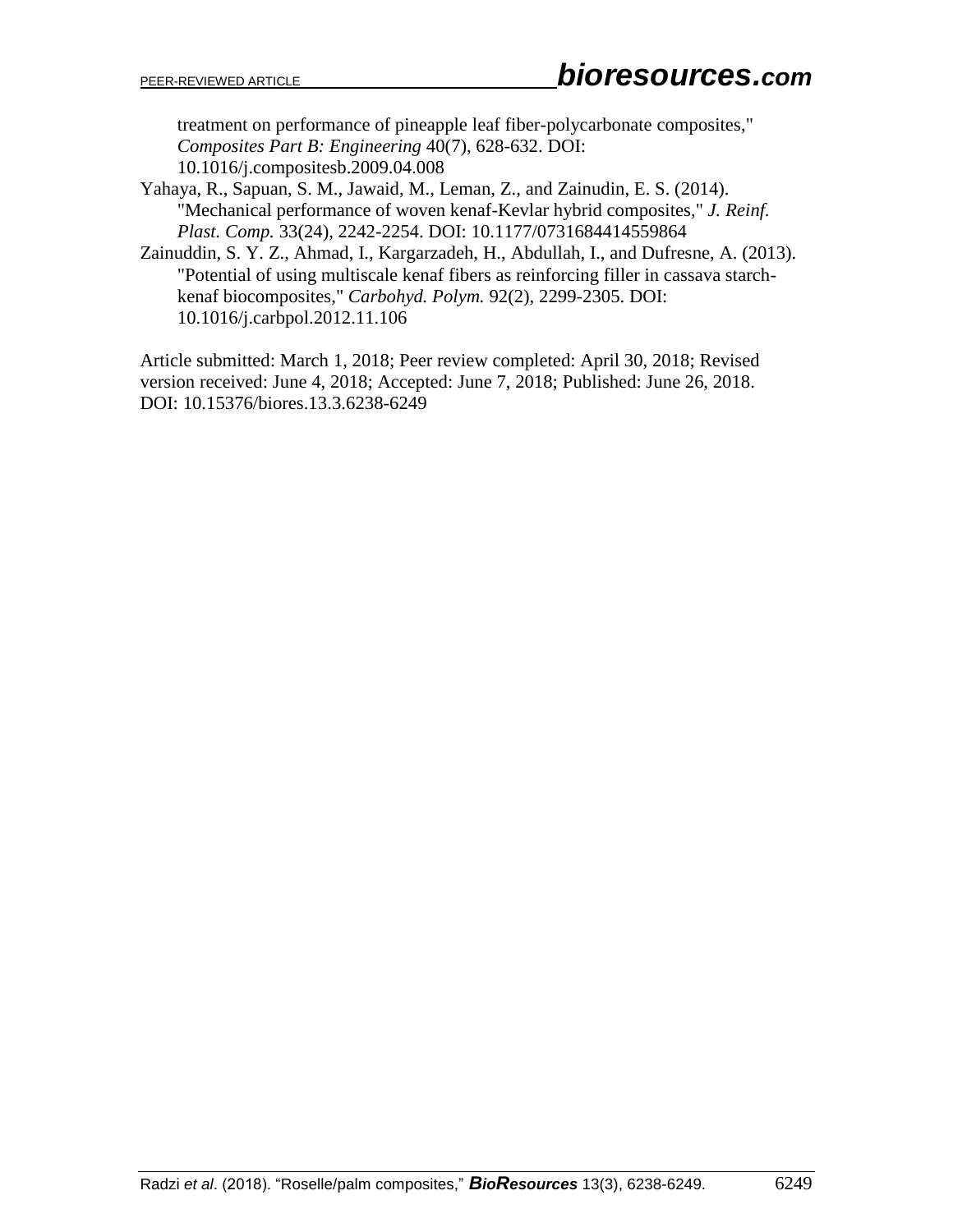treatment on performance of pineapple leaf fiber-polycarbonate composites," *Composites Part B: Engineering* 40(7), 628-632. DOI: 10.1016/j.compositesb.2009.04.008

Yahaya, R., Sapuan, S. M., Jawaid, M., Leman, Z., and Zainudin, E. S. (2014). "Mechanical performance of woven kenaf-Kevlar hybrid composites," *J. Reinf. Plast. Comp.* 33(24), 2242-2254. DOI: 10.1177/0731684414559864

Zainuddin, S. Y. Z., Ahmad, I., Kargarzadeh, H., Abdullah, I., and Dufresne, A. (2013). "Potential of using multiscale kenaf fibers as reinforcing filler in cassava starch-kenaf biocomposites," *Carbohyd. Polym.* 92(2), 2299-2305. DOI: 10.1016/j.carbpol.2012.11.106

Article submitted: March 1, 2018; Peer review completed: April 30, 2018; Revised version received: June 4, 2018; Accepted: June 7, 2018; Published: June 26, 2018. DOI: 10.15376/biores.13.3.6238-6249